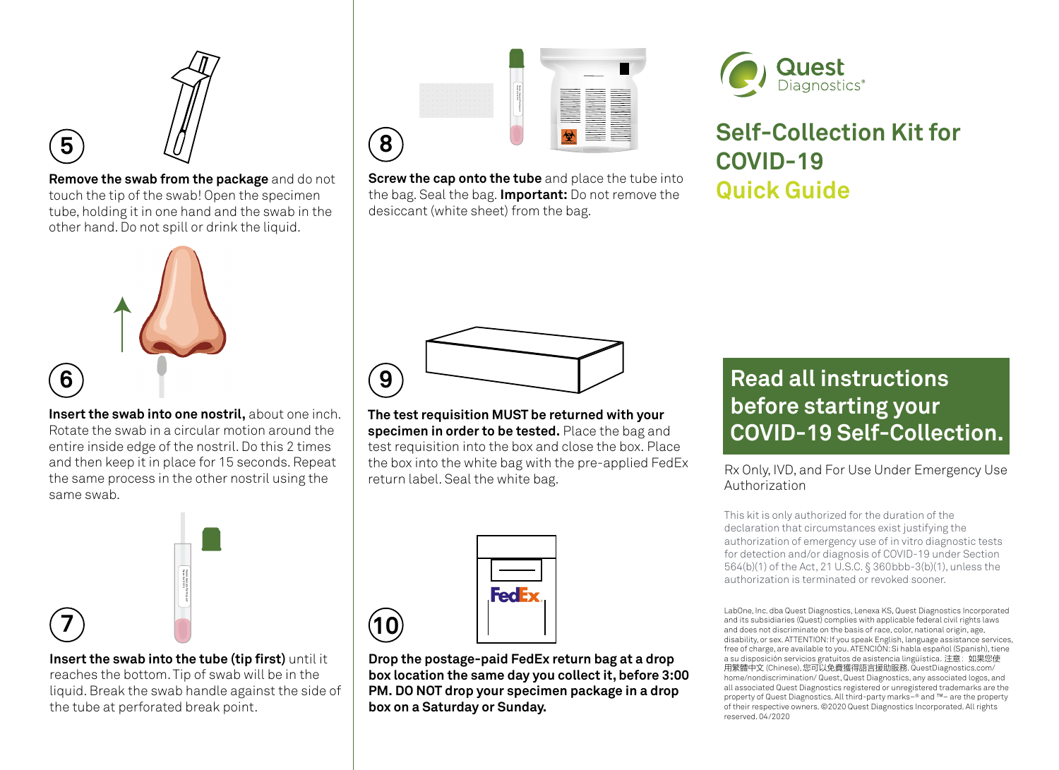5

**Remove the swab from the package** and do not touch the tip of the swab! Open the specimen tube, holding it in one hand and the swab in the other hand. Do not spill or drink the liquid.

6

**Insert the swab into one nostril,** about one inch. Rotate the swab in a circular motion around the entire inside edge of the nostril. Do this 2 times and then keep it in place for 15 seconds. Repeat the same process in the other nostril using the same swab.

7

**Insert the swab into the tube (tip first)** until it reaches the bottom. Tip of swab will be in the liquid. Break the swab handle against the side of the tube at perforated break point.

8

**Screw the cap onto the tube** and place the tube into the bag. Seal the bag. **Important:** Do not remove the desiccant (white sheet) from the bag.

9

**The test requisition MUST be returned with your specimen in order to be tested.** Place the bag and test requisition into the box and close the box. Place the box into the white bag with the pre-applied FedEx return label. Seal the white bag.

10

**Drop the postage-paid FedEx return bag at a drop box location the same day you collect it, before 3:00 PM. DO NOT drop your specimen package in a drop box on a Saturday or Sunday.**

Quest Diagnostics®

# Self-Collection Kit for COVID-19 Quick Guide

## Read all instructions before starting your COVID-19 Self-Collection.

Rx Only, IVD, and For Use Under Emergency Use Authorization

This kit is only authorized for the duration of the declaration that circumstances exist justifying the authorization of emergency use of in vitro diagnostic tests for detection and/or diagnosis of COVID-19 under Section 564(b)(1) of the Act, 21 U.S.C. § 360bbb-3(b)(1), unless the authorization is terminated or revoked sooner.

LabOne, Inc. dba Quest Diagnostics, Lenexa KS, Quest Diagnostics Incorporated and its subsidiaries (Quest) complies with applicable federal civil rights laws and does not discriminate on the basis of race, color, national origin, age, disability, or sex. ATTENTION: If you speak English, language assistance services, free of charge, are available to you. ATENCIÓN: Si habla español (Spanish), tiene a su disposición servicios gratuitos de asistencia lingüística. 注意：如果您使用繁體中文 (Chinese), 您可以免費獲得語言援助服務. QuestDiagnostics.com/home/nondiscrimination/ Quest, Quest Diagnostics, any associated logos, and all associated Quest Diagnostics registered or unregistered trademarks are the property of Quest Diagnostics. All third-party marks–® and ™– are the property of their respective owners. ©2020 Quest Diagnostics Incorporated. All rights reserved. 04/2020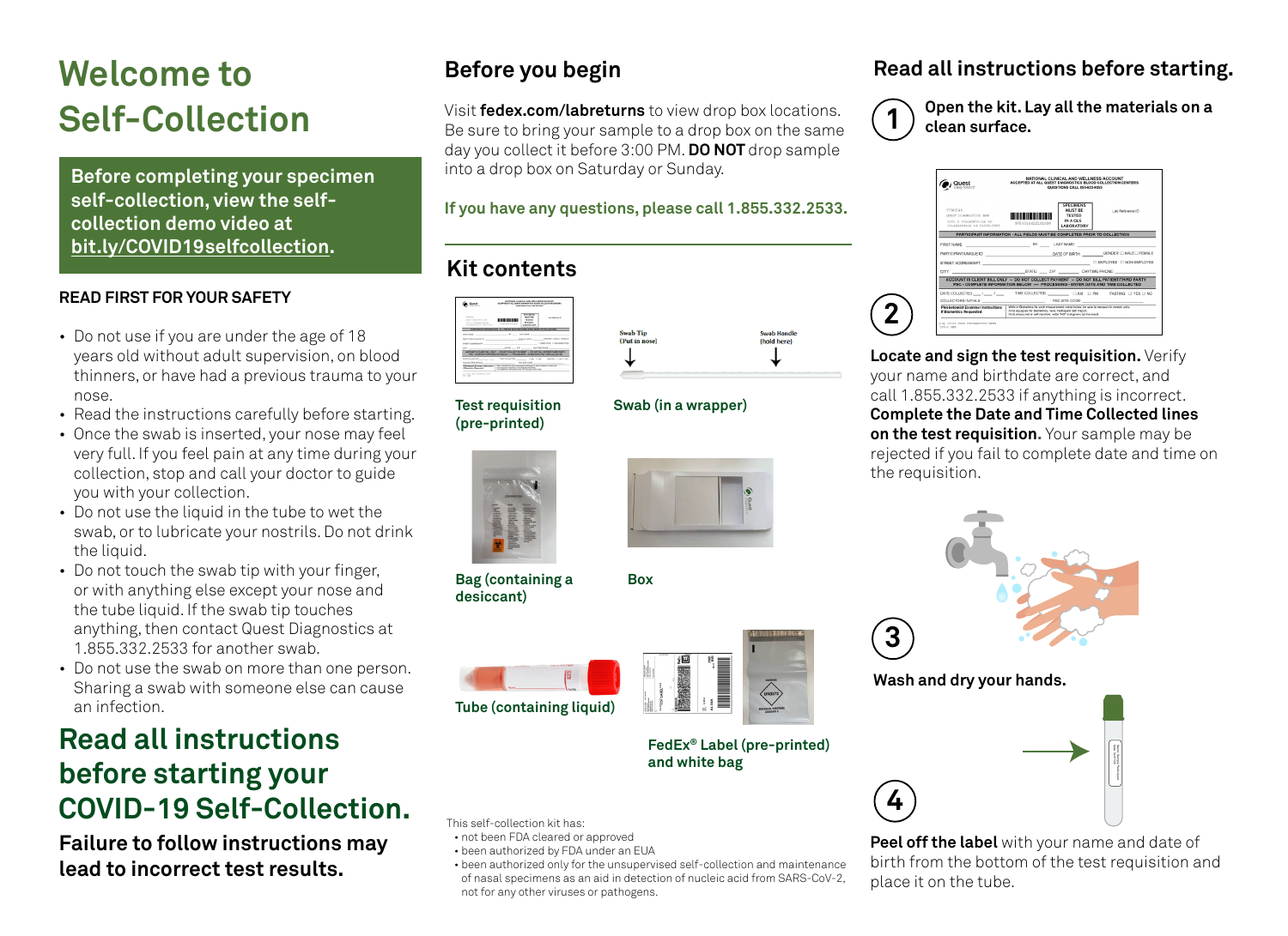# Welcome to Self-Collection

**Before completing your specimen self-collection, view the self-collection demo video at bit.ly/COVID19selfcollection.**

### READ FIRST FOR YOUR SAFETY

- Do not use if you are under the age of 18 years old without adult supervision, on blood thinners, or have had a previous trauma to your nose.
- Read the instructions carefully before starting.
- Once the swab is inserted, your nose may feel very full. If you feel pain at any time during your collection, stop and call your doctor to guide you with your collection.
- Do not use the liquid in the tube to wet the swab, or to lubricate your nostrils. Do not drink the liquid.
- Do not touch the swab tip with your finger, or with anything else except your nose and the tube liquid. If the swab tip touches anything, then contact Quest Diagnostics at 1.855.332.2533 for another swab.
- Do not use the swab on more than one person. Sharing a swab with someone else can cause an infection.

## Read all instructions before starting your COVID-19 Self-Collection.

**Failure to follow instructions may lead to incorrect test results.**

## Before you begin

Visit **fedex.com/labreturns** to view drop box locations. Be sure to bring your sample to a drop box on the same day you collect it before 3:00 PM. **DO NOT** drop sample into a drop box on Saturday or Sunday.

**If you have any questions, please call 1.855.332.2533.**

## Kit contents

**Test requisition (pre-printed)**

Swab Tip (Put in nose)

Swab Handle (hold here)

**Swab (in a wrapper)**

**Bag (containing a desiccant)**

**Box**

**Tube (containing liquid)**

**FedEx® Label (pre-printed) and white bag**

This self-collection kit has:

- not been FDA cleared or approved
- been authorized by FDA under an EUA
- been authorized only for the unsupervised self-collection and maintenance of nasal specimens as an aid in detection of nucleic acid from SARS-CoV-2, not for any other viruses or pathogens.

## Read all instructions before starting.

1. **Open the kit. Lay all the materials on a clean surface.**

2. **Locate and sign the test requisition.** Verify your name and birthdate are correct, and call 1.855.332.2533 if anything is incorrect. **Complete the Date and Time Collected lines on the test requisition.** Your sample may be rejected if you fail to complete date and time on the requisition.

3. **Wash and dry your hands.**

4. **Peel off the label** with your name and date of birth from the bottom of the test requisition and place it on the tube.